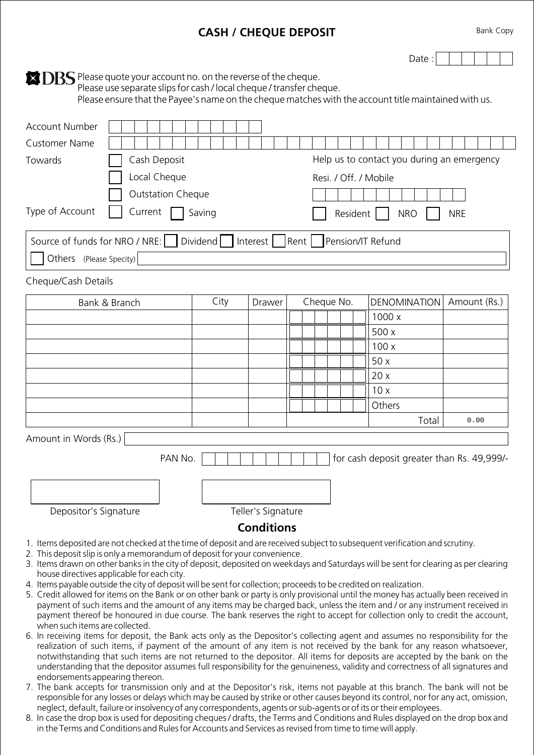# CASH / CHEQUE DEPOSIT

Bank Copy

Date :

DBS Please quote your account no. on the reverse of the cheque.
Please use separate slips for cash / local cheque / transfer cheque.
Please ensure that the Payee's name on the cheque matches with the account title maintained with us.

Account Number

Customer Name

Towards
- [ ] Cash Deposit
- [ ] Local Cheque
- [ ] Outstation Cheque

Help us to contact you during an emergency

Resi. / Off. / Mobile

Type of Account
- [ ] Current
- [ ] Saving
- [ ] Resident
- [ ] NRO
- [ ] NRE

Source of funds for NRO / NRE:
- [ ] Dividend
- [ ] Interest
- [ ] Rent
- [ ] Pension/IT Refund
- [ ] Others (Please Specity)

Cheque/Cash Details

| Bank & Branch | City | Drawer | Cheque No. | DENOMINATION | Amount (Rs.) |
|---|---|---|---|---|---|
| | | | | 1000 x | |
| | | | | 500 x | |
| | | | | 100 x | |
| | | | | 50 x | |
| | | | | 20 x | |
| | | | | 10 x | |
| | | | | Others | |
| | | | | Total | 0.00 |

Amount in Words (Rs.)

PAN No. for cash deposit greater than Rs. 49,999/-

Depositor's Signature

Teller's Signature

## Conditions

1. Items deposited are not checked at the time of deposit and are received subject to subsequent verification and scrutiny.
2. This deposit slip is only a memorandum of deposit for your convenience.
3. Items drawn on other banks in the city of deposit, deposited on weekdays and Saturdays will be sent for clearing as per clearing house directives applicable for each city.
4. Items payable outside the city of deposit will be sent for collection; proceeds to be credited on realization.
5. Credit allowed for items on the Bank or on other bank or party is only provisional until the money has actually been received in payment of such items and the amount of any items may be charged back, unless the item and / or any instrument received in payment thereof be honoured in due course. The bank reserves the right to accept for collection only to credit the account, when such items are collected.
6. In receiving items for deposit, the Bank acts only as the Depositor's collecting agent and assumes no responsibility for the realization of such items, if payment of the amount of any item is not received by the bank for any reason whatsoever, notwithstanding that such items are not returned to the depositor. All items for deposits are accepted by the bank on the understanding that the depositor assumes full responsibility for the genuineness, validity and correctness of all signatures and endorsements appearing thereon.
7. The bank accepts for transmission only and at the Depositor's risk, items not payable at this branch. The bank will not be responsible for any losses or delays which may be caused by strike or other causes beyond its control, nor for any act, omission, neglect, default, failure or insolvency of any correspondents, agents or sub-agents or of its or their employees.
8. In case the drop box is used for depositing cheques / drafts, the Terms and Conditions and Rules displayed on the drop box and in the Terms and Conditions and Rules for Accounts and Services as revised from time to time will apply.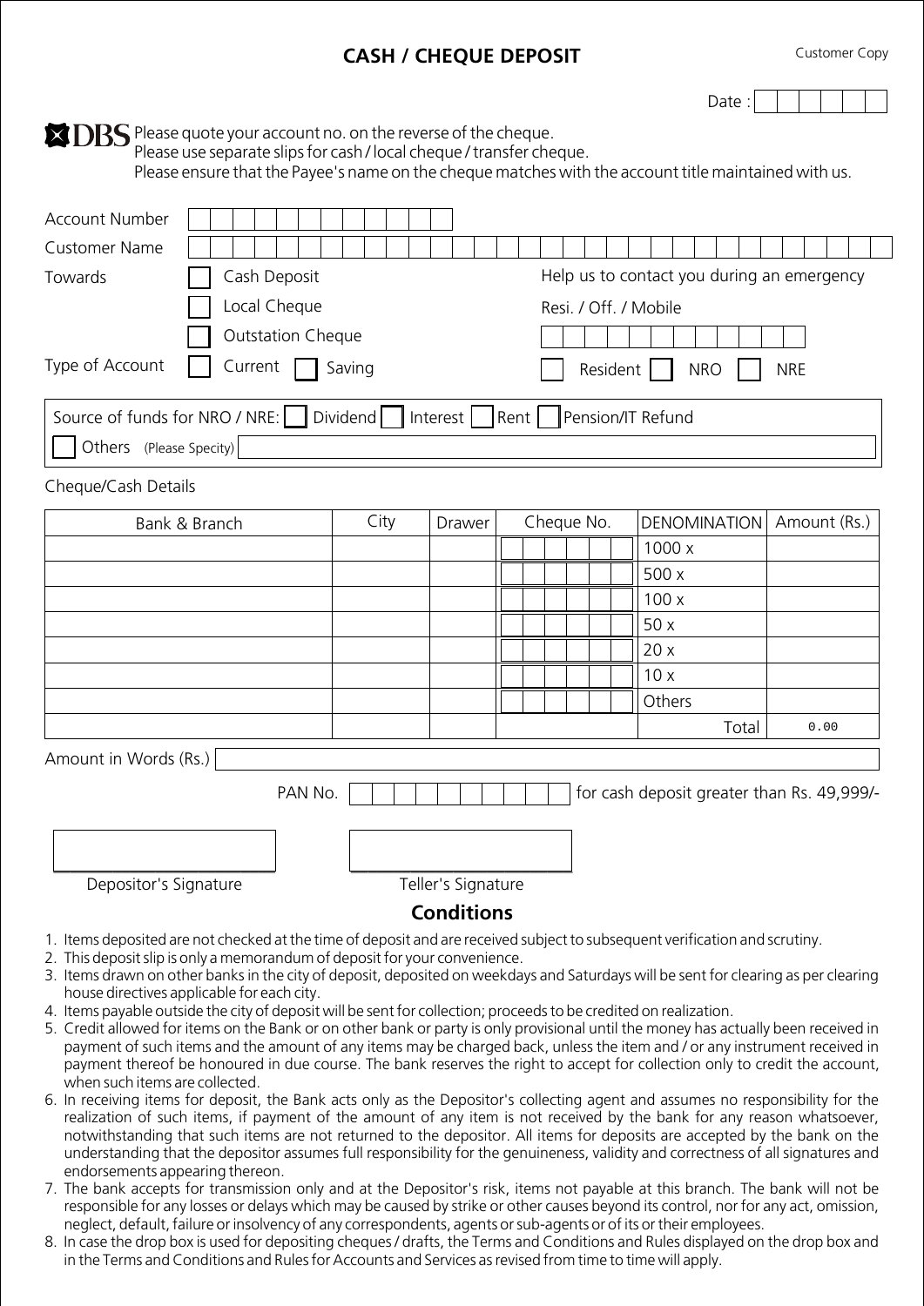# CASH / CHEQUE DEPOSIT

Customer Copy

Date :

DBS Please quote your account no. on the reverse of the cheque.
Please use separate slips for cash / local cheque / transfer cheque.
Please ensure that the Payee's name on the cheque matches with the account title maintained with us.

Account Number

Customer Name

Towards ☐ Cash Deposit ☐ Local Cheque ☐ Outstation Cheque

Help us to contact you during an emergency

Resi. / Off. / Mobile

Type of Account ☐ Current ☐ Saving ☐ Resident ☐ NRO ☐ NRE

Source of funds for NRO / NRE: ☐ Dividend ☐ Interest ☐ Rent ☐ Pension/IT Refund

☐ Others (Please Specity)

Cheque/Cash Details

| Bank & Branch | City | Drawer | Cheque No. | DENOMINATION | Amount (Rs.) |
|---|---|---|---|---|---|
| | | | | 1000 x | |
| | | | | 500 x | |
| | | | | 100 x | |
| | | | | 50 x | |
| | | | | 20 x | |
| | | | | 10 x | |
| | | | | Others | |
| | | | | Total | 0.00 |

Amount in Words (Rs.)

PAN No. for cash deposit greater than Rs. 49,999/-

Depositor's Signature

Teller's Signature

## Conditions

1. Items deposited are not checked at the time of deposit and are received subject to subsequent verification and scrutiny.
2. This deposit slip is only a memorandum of deposit for your convenience.
3. Items drawn on other banks in the city of deposit, deposited on weekdays and Saturdays will be sent for clearing as per clearing house directives applicable for each city.
4. Items payable outside the city of deposit will be sent for collection; proceeds to be credited on realization.
5. Credit allowed for items on the Bank or on other bank or party is only provisional until the money has actually been received in payment of such items and the amount of any items may be charged back, unless the item and / or any instrument received in payment thereof be honoured in due course. The bank reserves the right to accept for collection only to credit the account, when such items are collected.
6. In receiving items for deposit, the Bank acts only as the Depositor's collecting agent and assumes no responsibility for the realization of such items, if payment of the amount of any item is not received by the bank for any reason whatsoever, notwithstanding that such items are not returned to the depositor. All items for deposits are accepted by the bank on the understanding that the depositor assumes full responsibility for the genuineness, validity and correctness of all signatures and endorsements appearing thereon.
7. The bank accepts for transmission only and at the Depositor's risk, items not payable at this branch. The bank will not be responsible for any losses or delays which may be caused by strike or other causes beyond its control, nor for any act, omission, neglect, default, failure or insolvency of any correspondents, agents or sub-agents or of its or their employees.
8. In case the drop box is used for depositing cheques / drafts, the Terms and Conditions and Rules displayed on the drop box and in the Terms and Conditions and Rules for Accounts and Services as revised from time to time will apply.